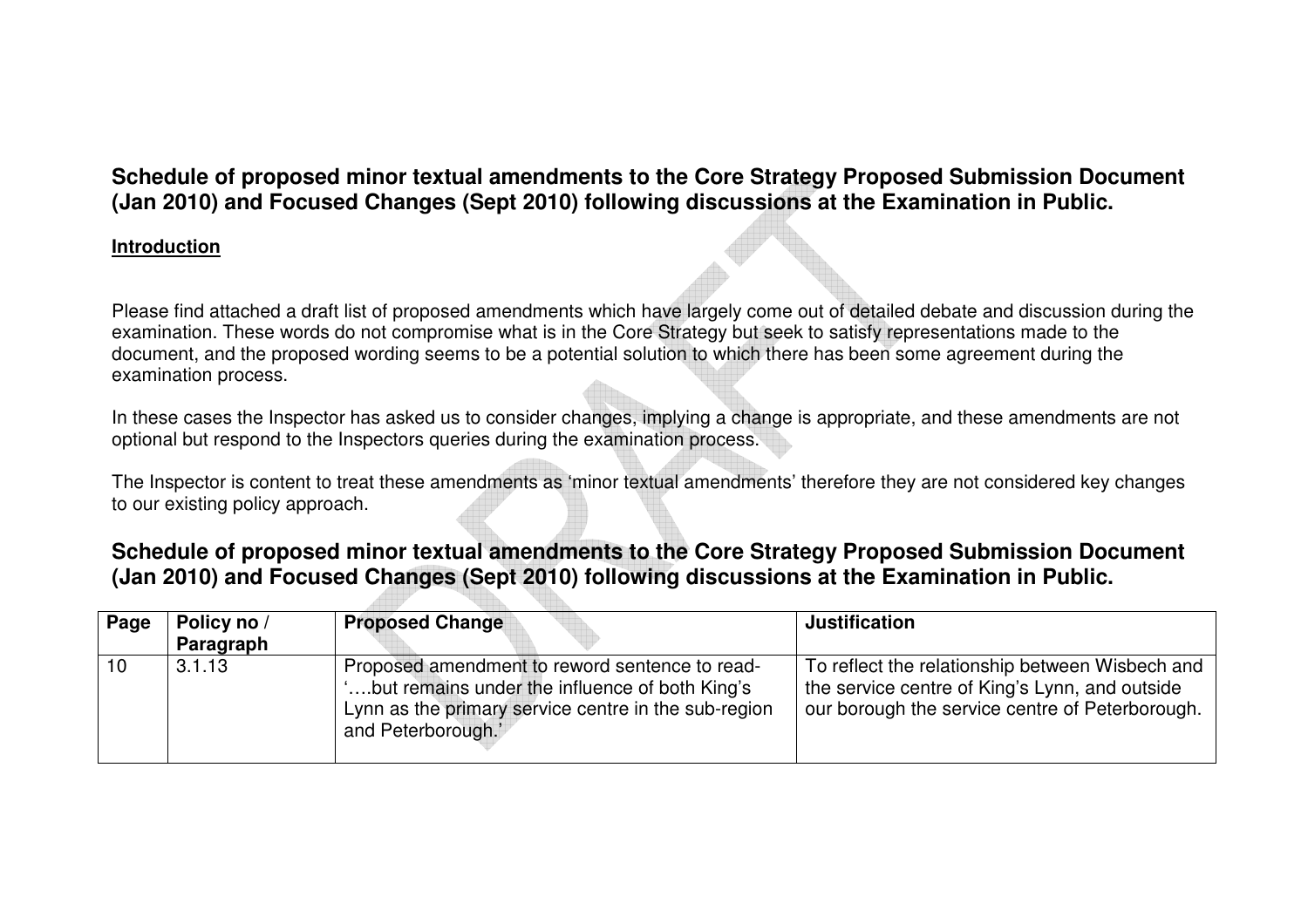## Schedule of proposed minor textual amendments to the Core Strategy Proposed Submission Document (Jan 2010) and Focused Changes (Sept 2010) following discussions at the Examination in Public.

**Introduction**

Please find attached a draft list of proposed amendments which have largely come out of detailed debate and discussion during the examination. These words do not compromise what is in the Core Strategy but seek to satisfy representations made to the document, and the proposed wording seems to be a potential solution to which there has been some agreement during the examination process.

In these cases the Inspector has asked us to consider changes, implying a change is appropriate, and these amendments are not optional but respond to the Inspectors queries during the examination process.

The Inspector is content to treat these amendments as 'minor textual amendments' therefore they are not considered key changes to our existing policy approach.

## Schedule of proposed minor textual amendments to the Core Strategy Proposed Submission Document (Jan 2010) and Focused Changes (Sept 2010) following discussions at the Examination in Public.

| Page | Policy no / Paragraph | Proposed Change | Justification |
|---|---|---|---|
| 10 | 3.1.13 | Proposed amendment to reword sentence to read- '….but remains under the influence of both King's Lynn as the primary service centre in the sub-region and Peterborough.' | To reflect the relationship between Wisbech and the service centre of King's Lynn, and outside our borough the service centre of Peterborough. |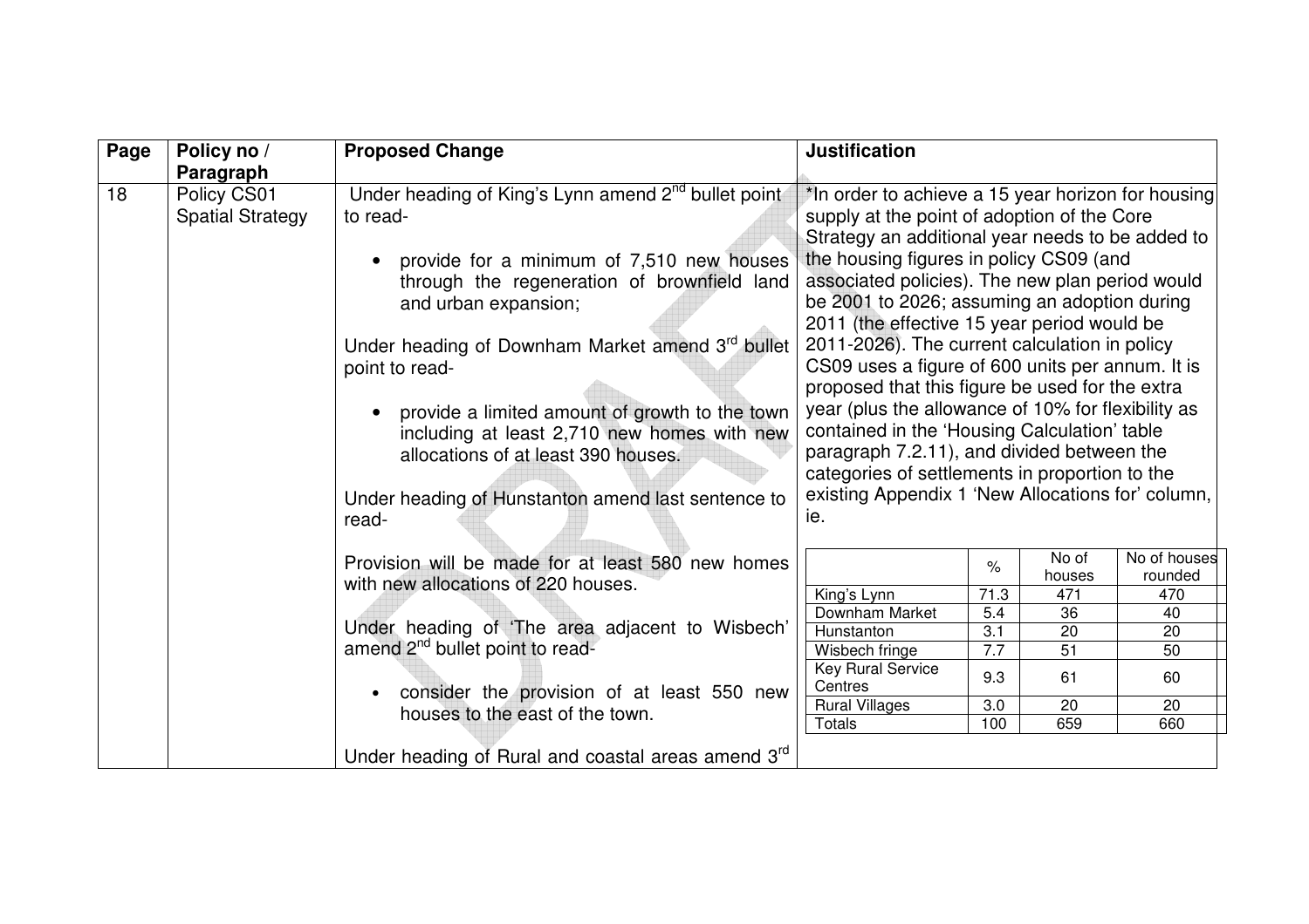| Page | Policy no / Paragraph | Proposed Change | Justification |
|---|---|---|---|
| 18 | Policy CS01 Spatial Strategy | Under heading of King's Lynn amend 2nd bullet point to read-<br><br>• provide for a minimum of 7,510 new houses through the regeneration of brownfield land and urban expansion;<br><br>Under heading of Downham Market amend 3rd bullet point to read-<br><br>• provide a limited amount of growth to the town including at least 2,710 new homes with new allocations of at least 390 houses.<br><br>Under heading of Hunstanton amend last sentence to read-<br><br>Provision will be made for at least 580 new homes with new allocations of 220 houses.<br><br>Under heading of 'The area adjacent to Wisbech' amend 2nd bullet point to read-<br><br>• consider the provision of at least 550 new houses to the east of the town.<br><br>Under heading of Rural and coastal areas amend 3rd | *In order to achieve a 15 year horizon for housing supply at the point of adoption of the Core Strategy an additional year needs to be added to the housing figures in policy CS09 (and associated policies). The new plan period would be 2001 to 2026; assuming an adoption during 2011 (the effective 15 year period would be 2011-2026). The current calculation in policy CS09 uses a figure of 600 units per annum. It is proposed that this figure be used for the extra year (plus the allowance of 10% for flexibility as contained in the 'Housing Calculation' table paragraph 7.2.11), and divided between the categories of settlements in proportion to the existing Appendix 1 'New Allocations for' column, ie. |

| | % | No of houses | No of houses rounded |
|---|---|---|---|
| King's Lynn | 71.3 | 471 | 470 |
| Downham Market | 5.4 | 36 | 40 |
| Hunstanton | 3.1 | 20 | 20 |
| Wisbech fringe | 7.7 | 51 | 50 |
| Key Rural Service Centres | 9.3 | 61 | 60 |
| Rural Villages | 3.0 | 20 | 20 |
| Totals | 100 | 659 | 660 |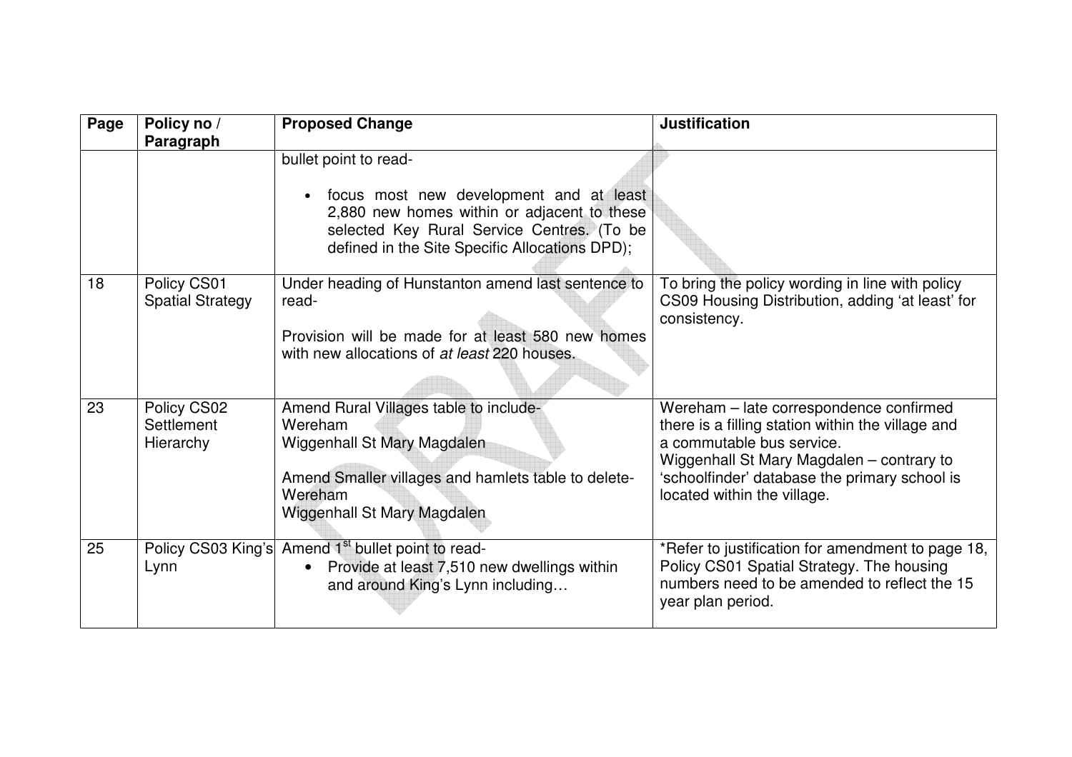| Page | Policy no / Paragraph | Proposed Change | Justification |
|---|---|---|---|
| | | bullet point to read-<br><br>• focus most new development and at least 2,880 new homes within or adjacent to these selected Key Rural Service Centres. (To be defined in the Site Specific Allocations DPD); | |
| 18 | Policy CS01 Spatial Strategy | Under heading of Hunstanton amend last sentence to read-<br><br>Provision will be made for at least 580 new homes with new allocations of *at least* 220 houses. | To bring the policy wording in line with policy CS09 Housing Distribution, adding 'at least' for consistency. |
| 23 | Policy CS02 Settlement Hierarchy | Amend Rural Villages table to include-<br>Wereham<br>Wiggenhall St Mary Magdalen<br><br>Amend Smaller villages and hamlets table to delete-<br>Wereham<br>Wiggenhall St Mary Magdalen | Wereham – late correspondence confirmed there is a filling station within the village and a commutable bus service.<br>Wiggenhall St Mary Magdalen – contrary to 'schoolfinder' database the primary school is located within the village. |
| 25 | Policy CS03 King's Lynn | Amend 1st bullet point to read-<br>• Provide at least 7,510 new dwellings within and around King's Lynn including… | *Refer to justification for amendment to page 18, Policy CS01 Spatial Strategy. The housing numbers need to be amended to reflect the 15 year plan period. |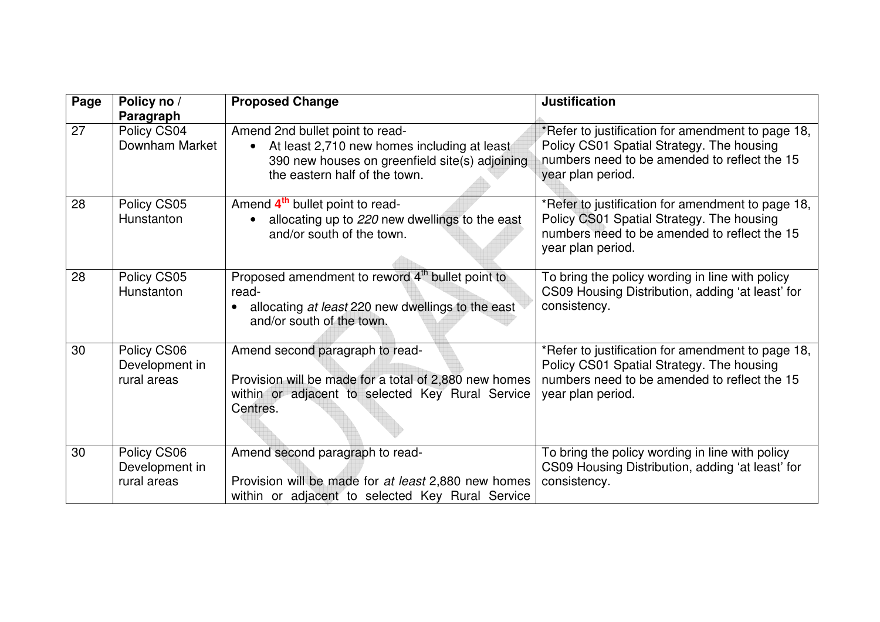| Page | Policy no / Paragraph | Proposed Change | Justification |
|---|---|---|---|
| 27 | Policy CS04 Downham Market | Amend 2nd bullet point to read-<br>• At least 2,710 new homes including at least 390 new houses on greenfield site(s) adjoining the eastern half of the town. | *Refer to justification for amendment to page 18, Policy CS01 Spatial Strategy. The housing numbers need to be amended to reflect the 15 year plan period. |
| 28 | Policy CS05 Hunstanton | Amend **4th** bullet point to read-<br>• allocating up to *220* new dwellings to the east and/or south of the town. | *Refer to justification for amendment to page 18, Policy CS01 Spatial Strategy. The housing numbers need to be amended to reflect the 15 year plan period. |
| 28 | Policy CS05 Hunstanton | Proposed amendment to reword 4th bullet point to read-<br>• allocating *at least* 220 new dwellings to the east and/or south of the town. | To bring the policy wording in line with policy CS09 Housing Distribution, adding 'at least' for consistency. |
| 30 | Policy CS06 Development in rural areas | Amend second paragraph to read-<br><br>Provision will be made for a total of 2,880 new homes within or adjacent to selected Key Rural Service Centres. | *Refer to justification for amendment to page 18, Policy CS01 Spatial Strategy. The housing numbers need to be amended to reflect the 15 year plan period. |
| 30 | Policy CS06 Development in rural areas | Amend second paragraph to read-<br><br>Provision will be made for *at least* 2,880 new homes within or adjacent to selected Key Rural Service | To bring the policy wording in line with policy CS09 Housing Distribution, adding 'at least' for consistency. |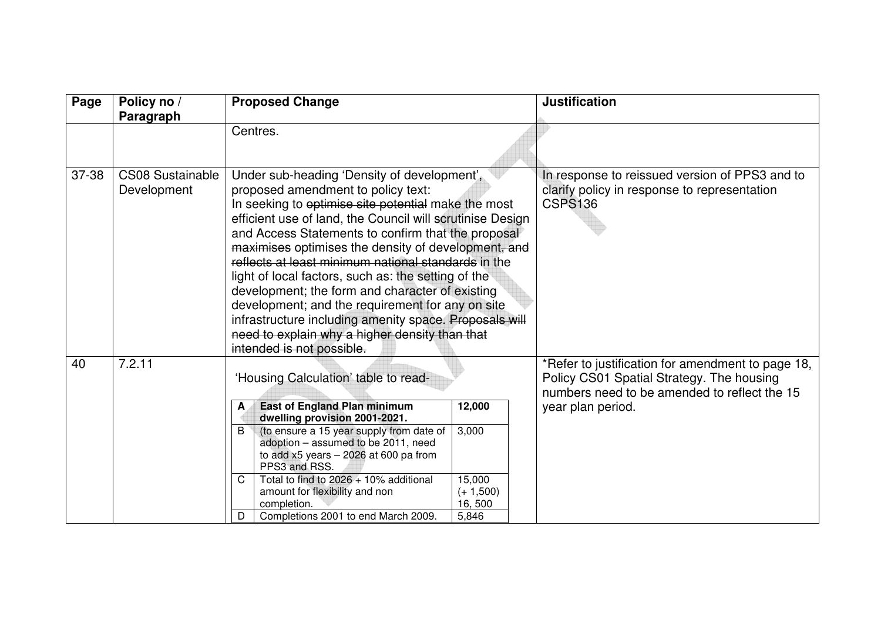| Page | Policy no / Paragraph | Proposed Change | Justification |
|---|---|---|---|
| | | Centres. | |
| 37-38 | CS08 Sustainable Development | Under sub-heading 'Density of development', proposed amendment to policy text:<br>In seeking to ~~optimise site potential~~ make the most efficient use of land, the Council will scrutinise Design and Access Statements to confirm that the proposal ~~maximises~~ optimises the density of development~~, and reflects at least minimum national standards~~ in the light of local factors, such as: the setting of the development; the form and character of existing development; and the requirement for any on site infrastructure including amenity space. ~~Proposals will need to explain why a higher density than that intended is not possible.~~ | In response to reissued version of PPS3 and to clarify policy in response to representation CSPS136 |
| 40 | 7.2.11 | 'Housing Calculation' table to read-<br><br>**A** – **East of England Plan minimum dwelling provision 2001-2021.** – **12,000**<br>B – (to ensure a 15 year supply from date of adoption – assumed to be 2011, need to add x5 years – 2026 at 600 pa from PPS3 and RSS. – 3,000<br>C – Total to find to 2026 + 10% additional amount for flexibility and non completion. – 15,000 (+ 1,500) 16, 500<br>D – Completions 2001 to end March 2009. – 5,846 | *Refer to justification for amendment to page 18, Policy CS01 Spatial Strategy. The housing numbers need to be amended to reflect the 15 year plan period. |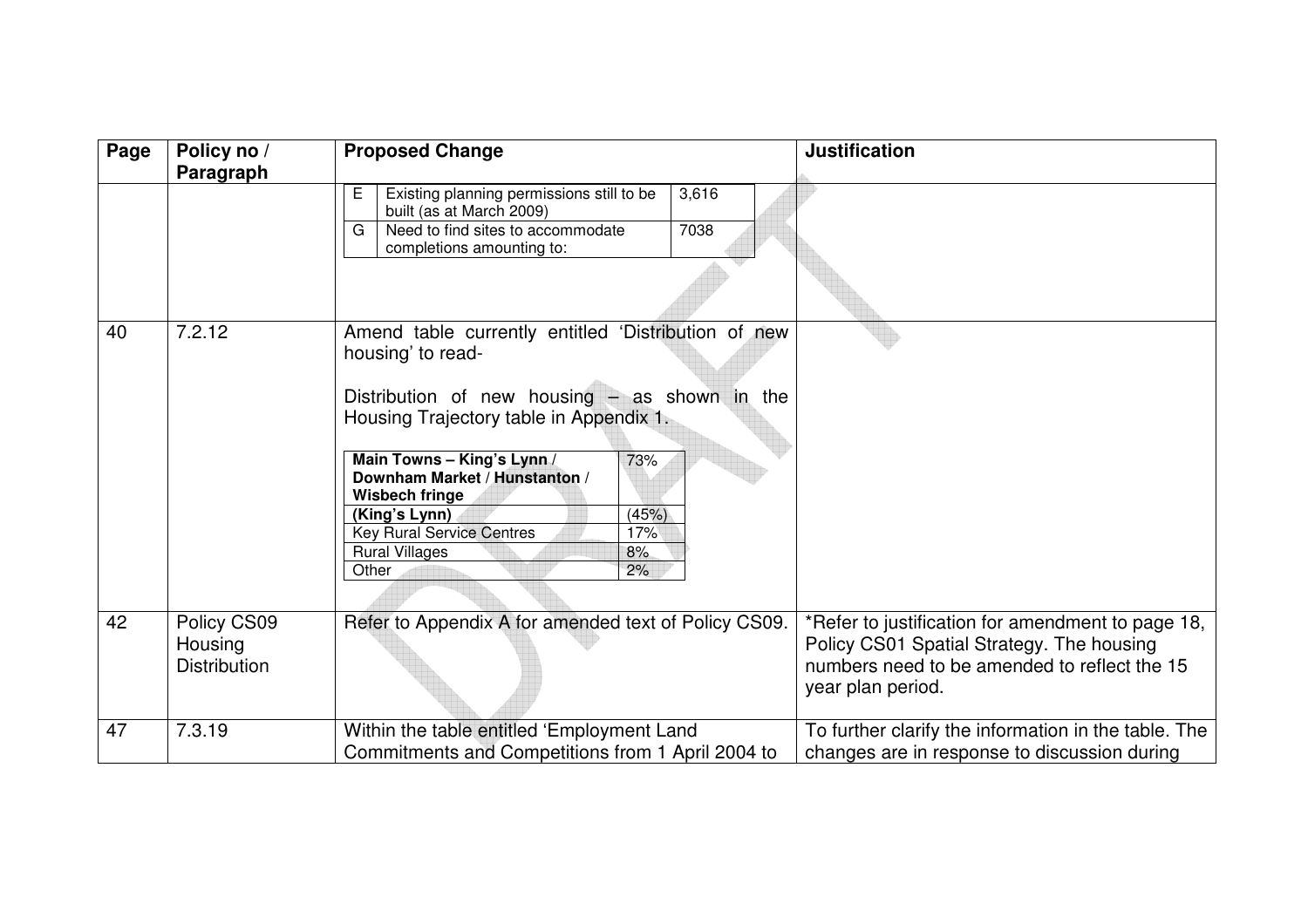| Page | Policy no / Paragraph | Proposed Change | Justification |
|---|---|---|---|
| | | E — Existing planning permissions still to be built (as at March 2009) — 3,616<br>G — Need to find sites to accommodate completions amounting to: — 7038 | |
| 40 | 7.2.12 | Amend table currently entitled 'Distribution of new housing' to read-<br><br>Distribution of new housing – as shown in the Housing Trajectory table in Appendix 1.<br><br>**Main Towns – King's Lynn / Downham Market / Hunstanton / Wisbech fringe** — 73%<br>**(King's Lynn)** — (45%)<br>Key Rural Service Centres — 17%<br>Rural Villages — 8%<br>Other — 2% | |
| 42 | Policy CS09 Housing Distribution | Refer to Appendix A for amended text of Policy CS09. | *Refer to justification for amendment to page 18, Policy CS01 Spatial Strategy. The housing numbers need to be amended to reflect the 15 year plan period. |
| 47 | 7.3.19 | Within the table entitled 'Employment Land Commitments and Competitions from 1 April 2004 to | To further clarify the information in the table. The changes are in response to discussion during |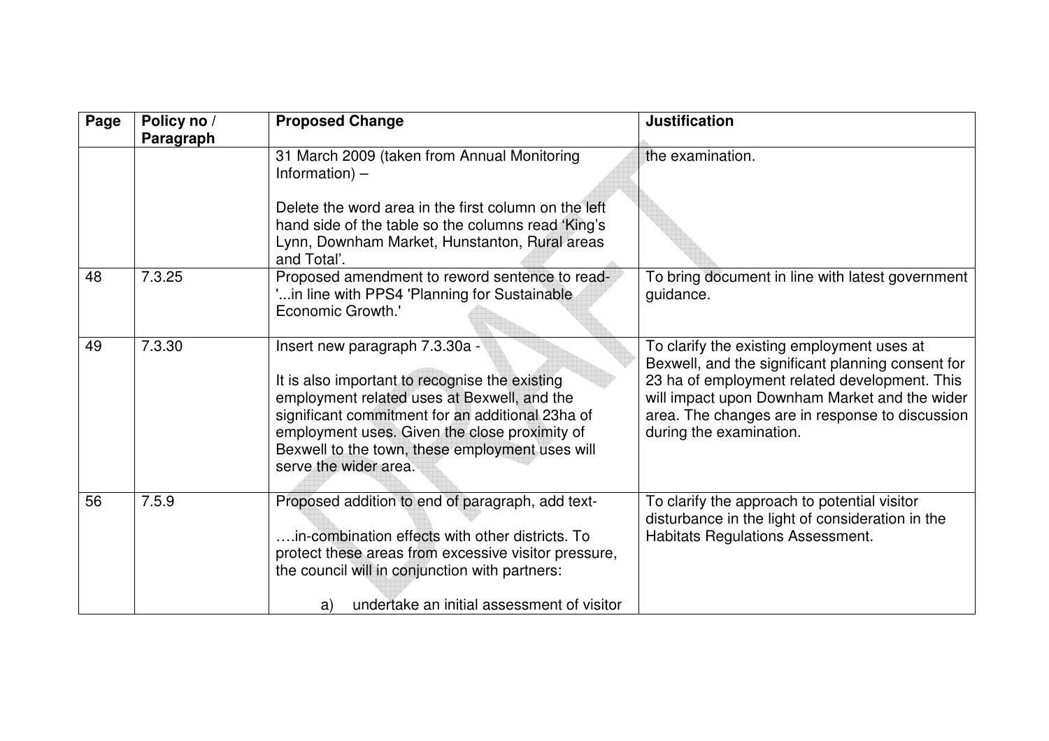| Page | Policy no / Paragraph | Proposed Change | Justification |
|---|---|---|---|
| | | 31 March 2009 (taken from Annual Monitoring Information) – <br><br> Delete the word area in the first column on the left hand side of the table so the columns read 'King's Lynn, Downham Market, Hunstanton, Rural areas and Total'. | the examination. |
| 48 | 7.3.25 | Proposed amendment to reword sentence to read- '...in line with PPS4 'Planning for Sustainable Economic Growth.' | To bring document in line with latest government guidance. |
| 49 | 7.3.30 | Insert new paragraph 7.3.30a - <br><br> It is also important to recognise the existing employment related uses at Bexwell, and the significant commitment for an additional 23ha of employment uses. Given the close proximity of Bexwell to the town, these employment uses will serve the wider area. | To clarify the existing employment uses at Bexwell, and the significant planning consent for 23 ha of employment related development. This will impact upon Downham Market and the wider area. The changes are in response to discussion during the examination. |
| 56 | 7.5.9 | Proposed addition to end of paragraph, add text- <br><br> ….in-combination effects with other districts. To protect these areas from excessive visitor pressure, the council will in conjunction with partners: <br><br> a) undertake an initial assessment of visitor | To clarify the approach to potential visitor disturbance in the light of consideration in the Habitats Regulations Assessment. |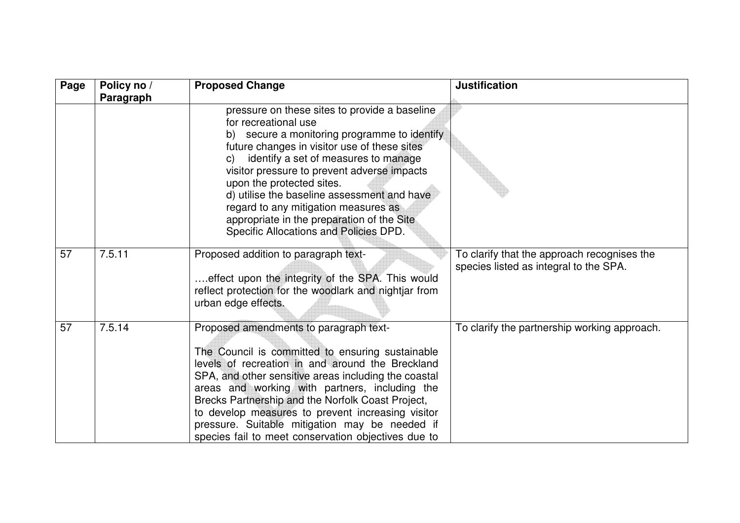| Page | Policy no / Paragraph | Proposed Change | Justification |
|---|---|---|---|
| | | pressure on these sites to provide a baseline for recreational use<br>b) secure a monitoring programme to identify future changes in visitor use of these sites<br>c) identify a set of measures to manage visitor pressure to prevent adverse impacts upon the protected sites.<br>d) utilise the baseline assessment and have regard to any mitigation measures as appropriate in the preparation of the Site Specific Allocations and Policies DPD. | |
| 57 | 7.5.11 | Proposed addition to paragraph text-<br><br>….effect upon the integrity of the SPA. This would reflect protection for the woodlark and nightjar from urban edge effects. | To clarify that the approach recognises the species listed as integral to the SPA. |
| 57 | 7.5.14 | Proposed amendments to paragraph text-<br><br>The Council is committed to ensuring sustainable levels of recreation in and around the Breckland SPA, and other sensitive areas including the coastal areas and working with partners, including the Brecks Partnership and the Norfolk Coast Project, to develop measures to prevent increasing visitor pressure. Suitable mitigation may be needed if species fail to meet conservation objectives due to | To clarify the partnership working approach. |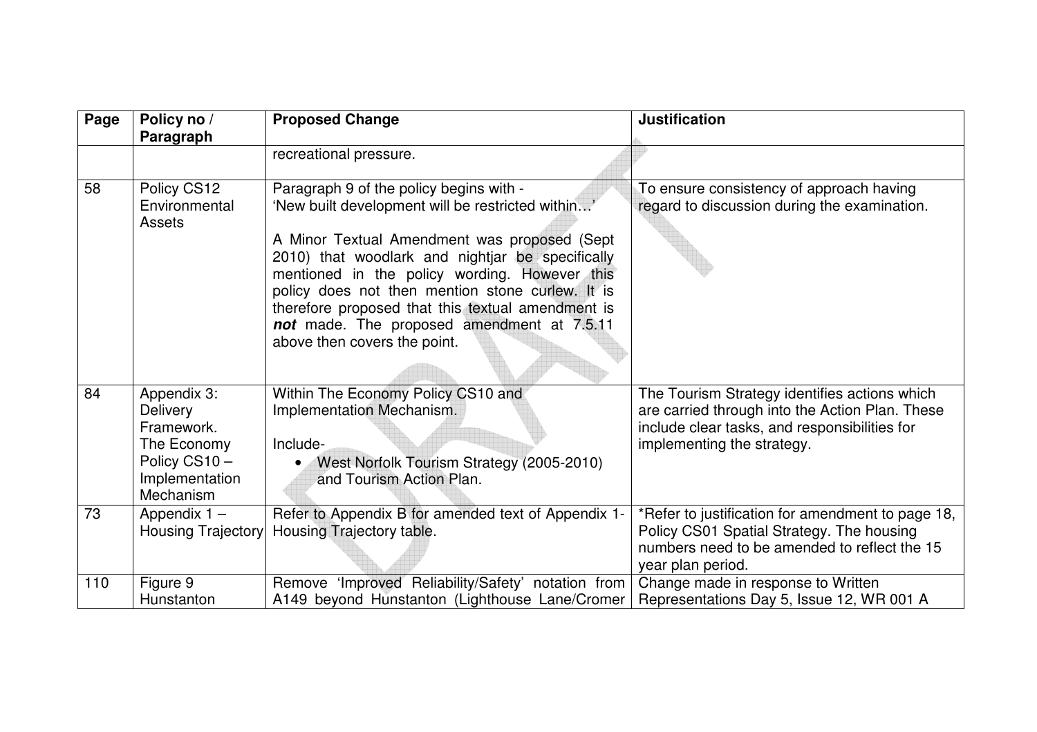| Page | Policy no / Paragraph | Proposed Change | Justification |
|---|---|---|---|
| | | recreational pressure. | |
| 58 | Policy CS12 Environmental Assets | Paragraph 9 of the policy begins with - 'New built development will be restricted within…'<br><br>A Minor Textual Amendment was proposed (Sept 2010) that woodlark and nightjar be specifically mentioned in the policy wording. However this policy does not then mention stone curlew. It is therefore proposed that this textual amendment is ***not*** made. The proposed amendment at 7.5.11 above then covers the point. | To ensure consistency of approach having regard to discussion during the examination. |
| 84 | Appendix 3: Delivery Framework. The Economy Policy CS10 – Implementation Mechanism | Within The Economy Policy CS10 and Implementation Mechanism.<br><br>Include-<br>• West Norfolk Tourism Strategy (2005-2010) and Tourism Action Plan. | The Tourism Strategy identifies actions which are carried through into the Action Plan. These include clear tasks, and responsibilities for implementing the strategy. |
| 73 | Appendix 1 – Housing Trajectory | Refer to Appendix B for amended text of Appendix 1- Housing Trajectory table. | *Refer to justification for amendment to page 18, Policy CS01 Spatial Strategy. The housing numbers need to be amended to reflect the 15 year plan period. |
| 110 | Figure 9 Hunstanton | Remove 'Improved Reliability/Safety' notation from A149 beyond Hunstanton (Lighthouse Lane/Cromer | Change made in response to Written Representations Day 5, Issue 12, WR 001 A |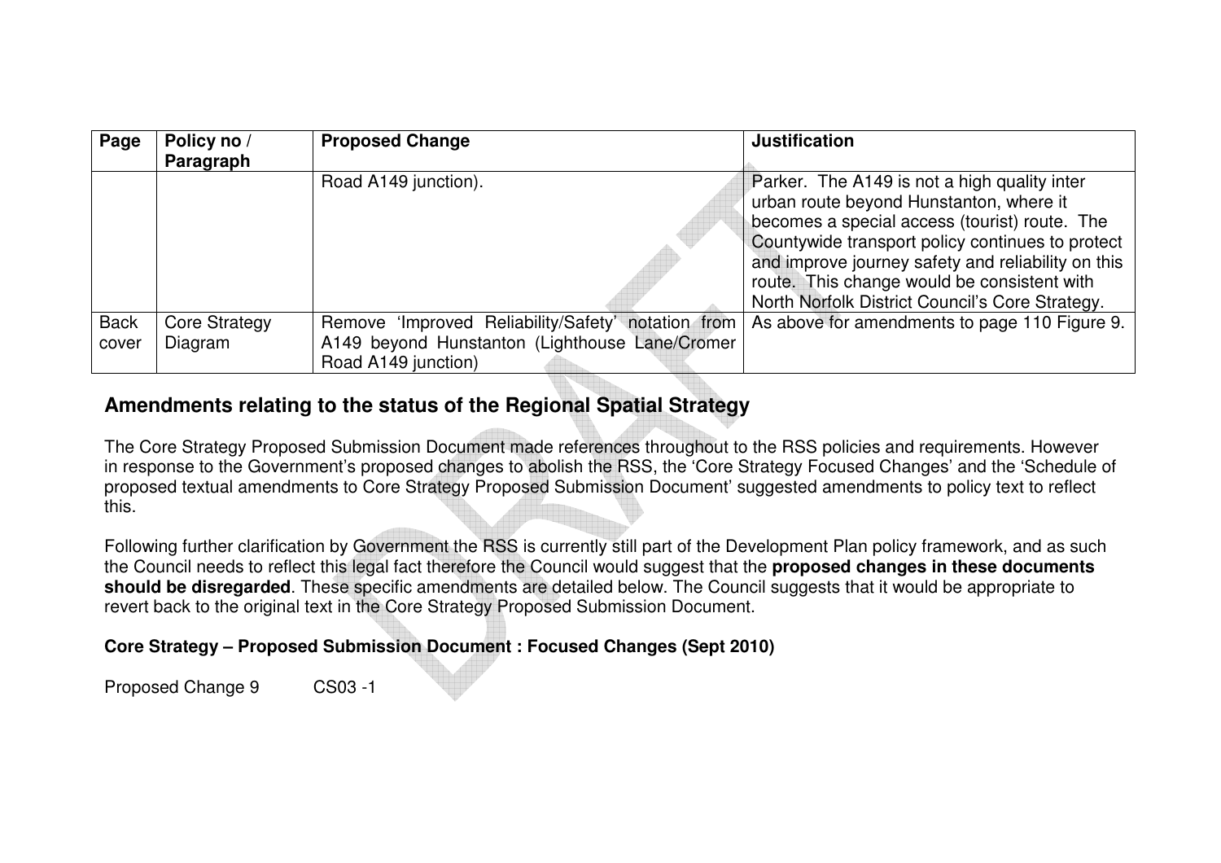| Page | Policy no / Paragraph | Proposed Change | Justification |
|---|---|---|---|
| | | Road A149 junction). | Parker. The A149 is not a high quality inter urban route beyond Hunstanton, where it becomes a special access (tourist) route. The Countywide transport policy continues to protect and improve journey safety and reliability on this route. This change would be consistent with North Norfolk District Council's Core Strategy. |
| Back cover | Core Strategy Diagram | Remove 'Improved Reliability/Safety' notation from A149 beyond Hunstanton (Lighthouse Lane/Cromer Road A149 junction) | As above for amendments to page 110 Figure 9. |

## Amendments relating to the status of the Regional Spatial Strategy

The Core Strategy Proposed Submission Document made references throughout to the RSS policies and requirements. However in response to the Government's proposed changes to abolish the RSS, the 'Core Strategy Focused Changes' and the 'Schedule of proposed textual amendments to Core Strategy Proposed Submission Document' suggested amendments to policy text to reflect this.

Following further clarification by Government the RSS is currently still part of the Development Plan policy framework, and as such the Council needs to reflect this legal fact therefore the Council would suggest that the **proposed changes in these documents should be disregarded**. These specific amendments are detailed below. The Council suggests that it would be appropriate to revert back to the original text in the Core Strategy Proposed Submission Document.

**Core Strategy – Proposed Submission Document : Focused Changes (Sept 2010)**

Proposed Change 9 CS03 -1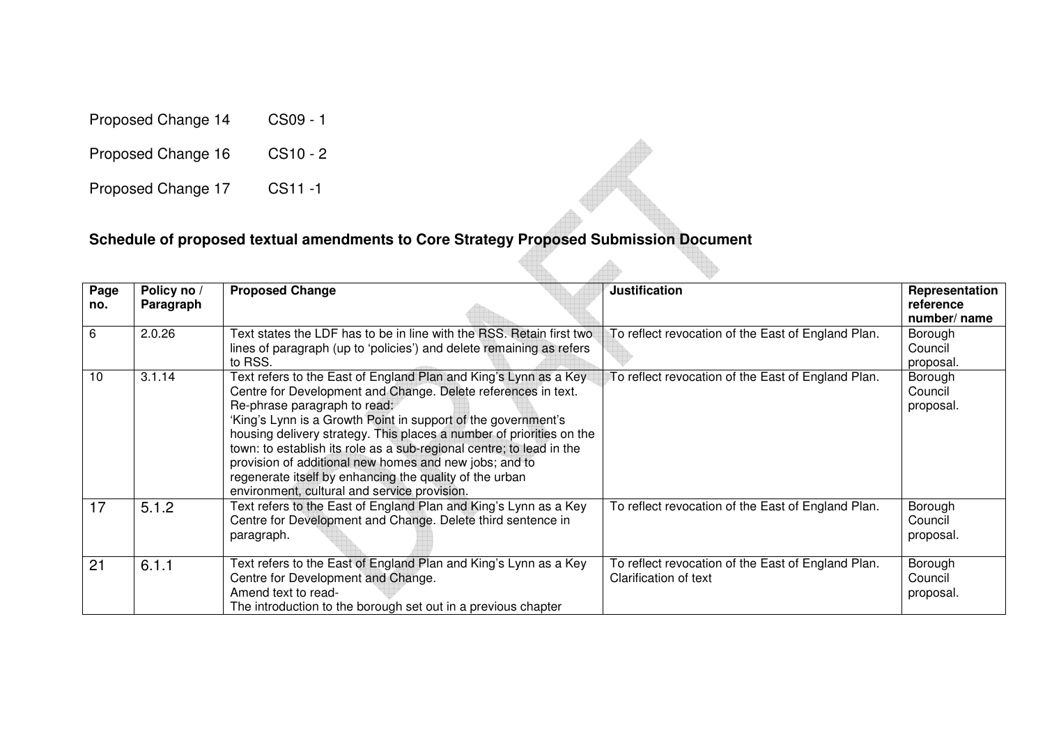Proposed Change 14 CS09 - 1

Proposed Change 16 CS10 - 2

Proposed Change 17 CS11 -1

## Schedule of proposed textual amendments to Core Strategy Proposed Submission Document

| Page no. | Policy no / Paragraph | Proposed Change | Justification | Representation reference number/ name |
|---|---|---|---|---|
| 6 | 2.0.26 | Text states the LDF has to be in line with the RSS. Retain first two lines of paragraph (up to 'policies') and delete remaining as refers to RSS. | To reflect revocation of the East of England Plan. | Borough Council proposal. |
| 10 | 3.1.14 | Text refers to the East of England Plan and King's Lynn as a Key Centre for Development and Change. Delete references in text. Re-phrase paragraph to read: 'King's Lynn is a Growth Point in support of the government's housing delivery strategy. This places a number of priorities on the town: to establish its role as a sub-regional centre; to lead in the provision of additional new homes and new jobs; and to regenerate itself by enhancing the quality of the urban environment, cultural and service provision. | To reflect revocation of the East of England Plan. | Borough Council proposal. |
| 17 | 5.1.2 | Text refers to the East of England Plan and King's Lynn as a Key Centre for Development and Change. Delete third sentence in paragraph. | To reflect revocation of the East of England Plan. | Borough Council proposal. |
| 21 | 6.1.1 | Text refers to the East of England Plan and King's Lynn as a Key Centre for Development and Change. Amend text to read- The introduction to the borough set out in a previous chapter | To reflect revocation of the East of England Plan. Clarification of text | Borough Council proposal. |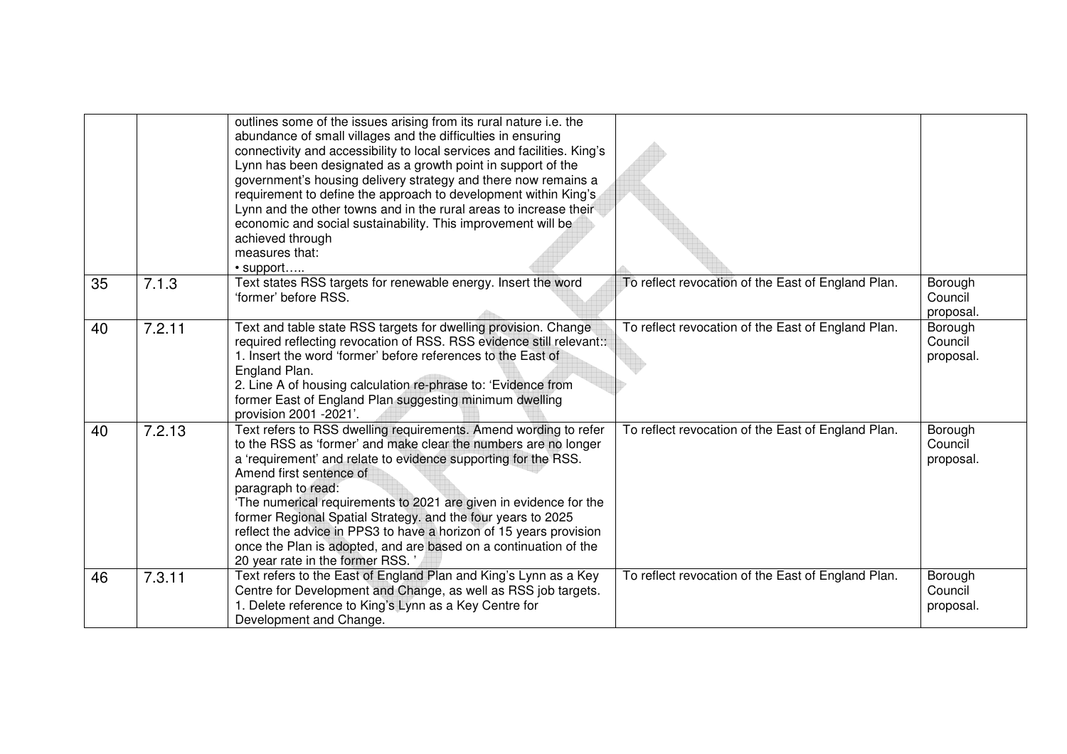| | | | | |
|---|---|---|---|---|
| | | outlines some of the issues arising from its rural nature i.e. the abundance of small villages and the difficulties in ensuring connectivity and accessibility to local services and facilities. King's Lynn has been designated as a growth point in support of the government's housing delivery strategy and there now remains a requirement to define the approach to development within King's Lynn and the other towns and in the rural areas to increase their economic and social sustainability. This improvement will be achieved through measures that: • support….. | | |
| 35 | 7.1.3 | Text states RSS targets for renewable energy. Insert the word 'former' before RSS. | To reflect revocation of the East of England Plan. | Borough Council proposal. |
| 40 | 7.2.11 | Text and table state RSS targets for dwelling provision. Change required reflecting revocation of RSS. RSS evidence still relevant:: 1. Insert the word 'former' before references to the East of England Plan. 2. Line A of housing calculation re-phrase to: 'Evidence from former East of England Plan suggesting minimum dwelling provision 2001 -2021'. | To reflect revocation of the East of England Plan. | Borough Council proposal. |
| 40 | 7.2.13 | Text refers to RSS dwelling requirements. Amend wording to refer to the RSS as 'former' and make clear the numbers are no longer a 'requirement' and relate to evidence supporting for the RSS. Amend first sentence of paragraph to read: 'The numerical requirements to 2021 are given in evidence for the former Regional Spatial Strategy. and the four years to 2025 reflect the advice in PPS3 to have a horizon of 15 years provision once the Plan is adopted, and are based on a continuation of the 20 year rate in the former RSS. ' | To reflect revocation of the East of England Plan. | Borough Council proposal. |
| 46 | 7.3.11 | Text refers to the East of England Plan and King's Lynn as a Key Centre for Development and Change, as well as RSS job targets. 1. Delete reference to King's Lynn as a Key Centre for Development and Change. | To reflect revocation of the East of England Plan. | Borough Council proposal. |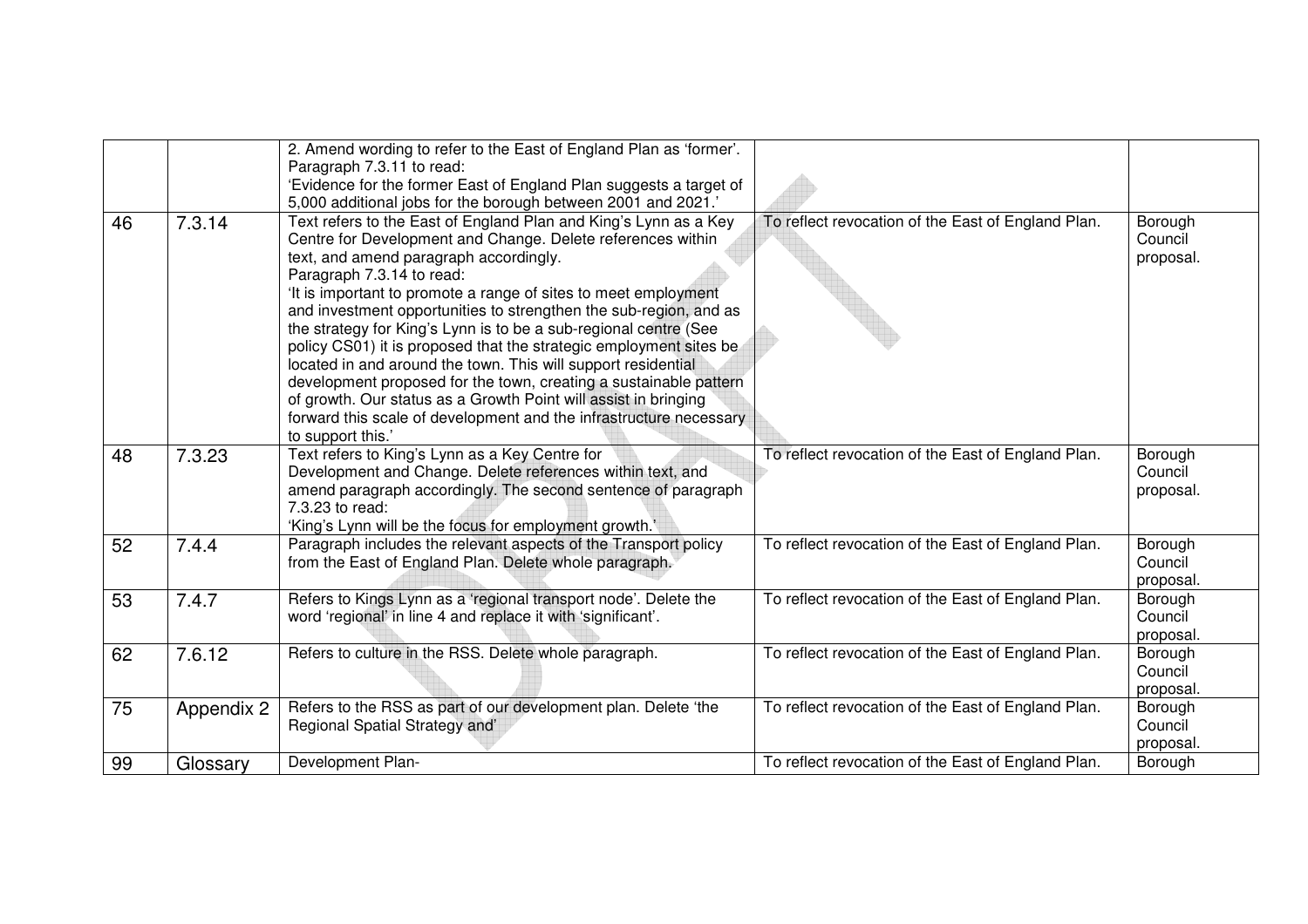| | | 2. Amend wording to refer to the East of England Plan as 'former'. Paragraph 7.3.11 to read: 'Evidence for the former East of England Plan suggests a target of 5,000 additional jobs for the borough between 2001 and 2021.' | | |
|---|---|---|---|---|
| 46 | 7.3.14 | Text refers to the East of England Plan and King's Lynn as a Key Centre for Development and Change. Delete references within text, and amend paragraph accordingly. Paragraph 7.3.14 to read: 'It is important to promote a range of sites to meet employment and investment opportunities to strengthen the sub-region, and as the strategy for King's Lynn is to be a sub-regional centre (See policy CS01) it is proposed that the strategic employment sites be located in and around the town. This will support residential development proposed for the town, creating a sustainable pattern of growth. Our status as a Growth Point will assist in bringing forward this scale of development and the infrastructure necessary to support this.' | To reflect revocation of the East of England Plan. | Borough Council proposal. |
| 48 | 7.3.23 | Text refers to King's Lynn as a Key Centre for Development and Change. Delete references within text, and amend paragraph accordingly. The second sentence of paragraph 7.3.23 to read: 'King's Lynn will be the focus for employment growth.' | To reflect revocation of the East of England Plan. | Borough Council proposal. |
| 52 | 7.4.4 | Paragraph includes the relevant aspects of the Transport policy from the East of England Plan. Delete whole paragraph. | To reflect revocation of the East of England Plan. | Borough Council proposal. |
| 53 | 7.4.7 | Refers to Kings Lynn as a 'regional transport node'. Delete the word 'regional' in line 4 and replace it with 'significant'. | To reflect revocation of the East of England Plan. | Borough Council proposal. |
| 62 | 7.6.12 | Refers to culture in the RSS. Delete whole paragraph. | To reflect revocation of the East of England Plan. | Borough Council proposal. |
| 75 | Appendix 2 | Refers to the RSS as part of our development plan. Delete 'the Regional Spatial Strategy and' | To reflect revocation of the East of England Plan. | Borough Council proposal. |
| 99 | Glossary | Development Plan- | To reflect revocation of the East of England Plan. | Borough |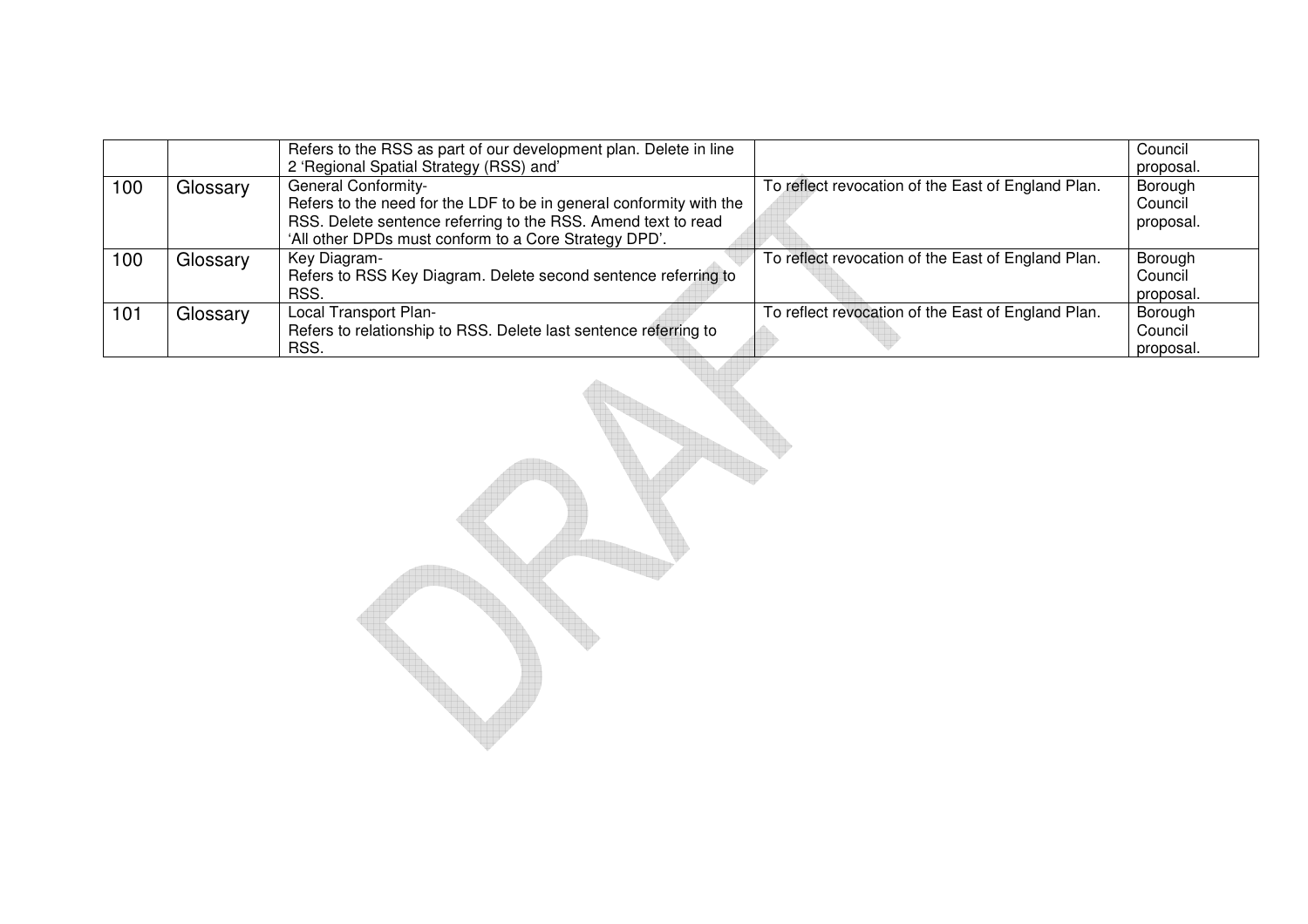| | | | | |
|---|---|---|---|---|
| | | Refers to the RSS as part of our development plan. Delete in line 2 'Regional Spatial Strategy (RSS) and' | | Council proposal. |
| 100 | Glossary | General Conformity-<br>Refers to the need for the LDF to be in general conformity with the RSS. Delete sentence referring to the RSS. Amend text to read 'All other DPDs must conform to a Core Strategy DPD'. | To reflect revocation of the East of England Plan. | Borough Council proposal. |
| 100 | Glossary | Key Diagram-<br>Refers to RSS Key Diagram. Delete second sentence referring to RSS. | To reflect revocation of the East of England Plan. | Borough Council proposal. |
| 101 | Glossary | Local Transport Plan-<br>Refers to relationship to RSS. Delete last sentence referring to RSS. | To reflect revocation of the East of England Plan. | Borough Council proposal. |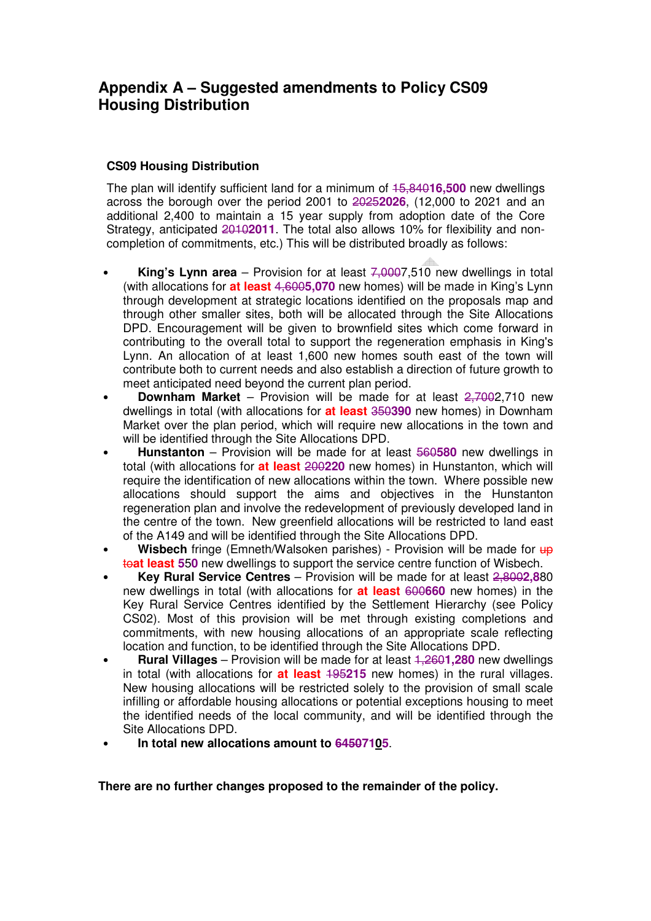# Appendix A – Suggested amendments to Policy CS09 Housing Distribution

### CS09 Housing Distribution

The plan will identify sufficient land for a minimum of ~~15,840~~**16,500** new dwellings across the borough over the period 2001 to ~~2025~~**2026**, (12,000 to 2021 and an additional 2,400 to maintain a 15 year supply from adoption date of the Core Strategy, anticipated ~~2010~~**2011**. The total also allows 10% for flexibility and non-completion of commitments, etc.) This will be distributed broadly as follows:

- **King's Lynn area** – Provision for at least ~~7,000~~7,510 new dwellings in total (with allocations for **at least** ~~4,600~~**5,070** new homes) will be made in King's Lynn through development at strategic locations identified on the proposals map and through other smaller sites, both will be allocated through the Site Allocations DPD. Encouragement will be given to brownfield sites which come forward in contributing to the overall total to support the regeneration emphasis in King's Lynn. An allocation of at least 1,600 new homes south east of the town will contribute both to current needs and also establish a direction of future growth to meet anticipated need beyond the current plan period.
- **Downham Market** – Provision will be made for at least ~~2,700~~2,710 new dwellings in total (with allocations for **at least** ~~350~~**390** new homes) in Downham Market over the plan period, which will require new allocations in the town and will be identified through the Site Allocations DPD.
- **Hunstanton** – Provision will be made for at least ~~560~~**580** new dwellings in total (with allocations for **at least** ~~200~~**220** new homes) in Hunstanton, which will require the identification of new allocations within the town. Where possible new allocations should support the aims and objectives in the Hunstanton regeneration plan and involve the redevelopment of previously developed land in the centre of the town. New greenfield allocations will be restricted to land east of the A149 and will be identified through the Site Allocations DPD.
- **Wisbech** fringe (Emneth/Walsoken parishes) - Provision will be made for ~~up to~~**at least** 5**5**0 new dwellings to support the service centre function of Wisbech.
- **Key Rural Service Centres** – Provision will be made for at least ~~2,800~~**2,8**80 new dwellings in total (with allocations for **at least** ~~600~~**660** new homes) in the Key Rural Service Centres identified by the Settlement Hierarchy (see Policy CS02). Most of this provision will be met through existing completions and commitments, with new housing allocations of an appropriate scale reflecting location and function, to be identified through the Site Allocations DPD.
- **Rural Villages** – Provision will be made for at least ~~1,260~~**1,280** new dwellings in total (with allocations for **at least** ~~195~~**215** new homes) in the rural villages. New housing allocations will be restricted solely to the provision of small scale infilling or affordable housing allocations or potential exceptions housing to meet the identified needs of the local community, and will be identified through the Site Allocations DPD.
- **In total new allocations amount to ~~6450~~7105.**

**There are no further changes proposed to the remainder of the policy.**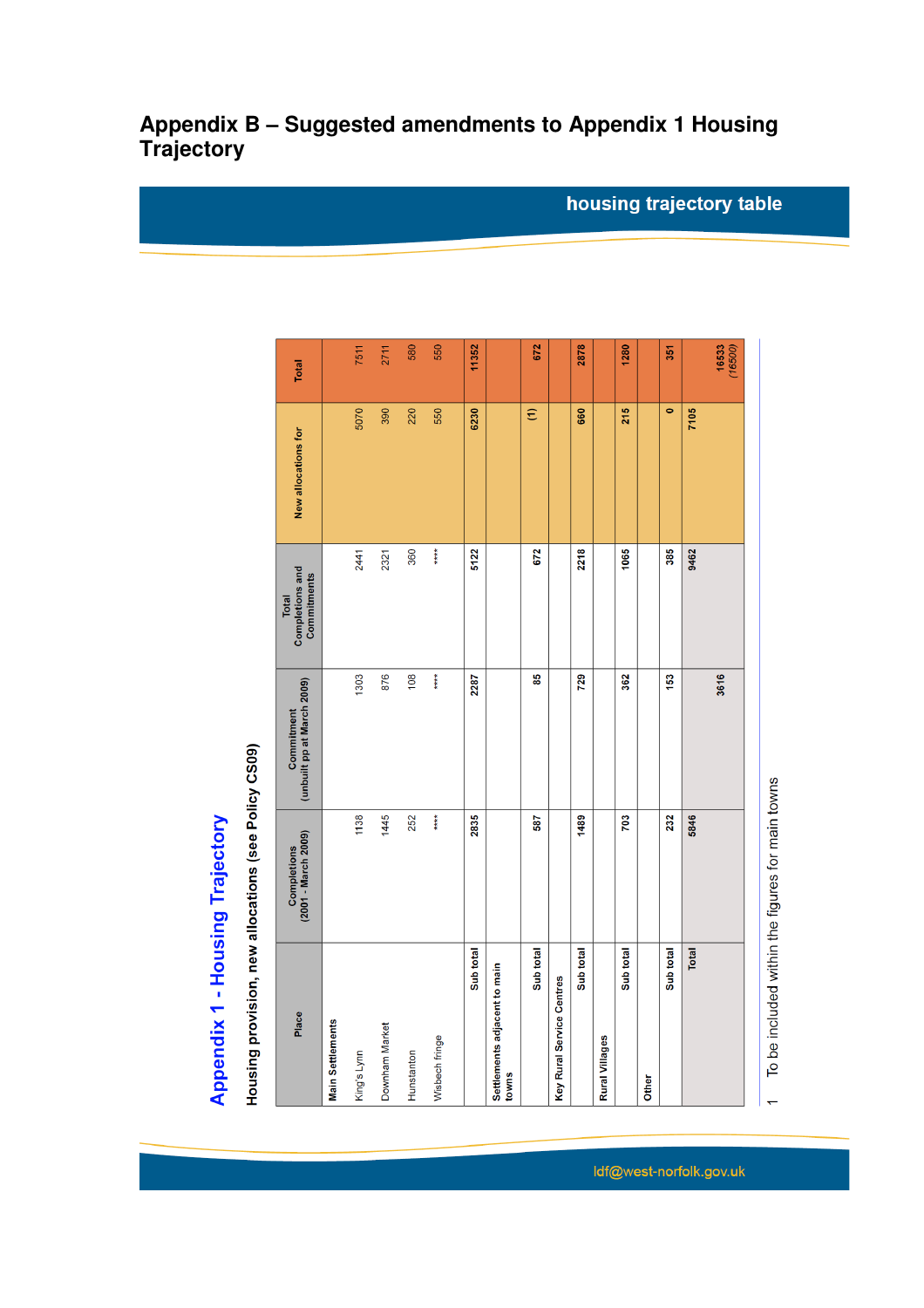# Appendix B – Suggested amendments to Appendix 1 Housing Trajectory

housing trajectory table

## Appendix 1 - Housing Trajectory

Housing provision, new allocations (see Policy CS09)

| Place | Completions (2001 - March 2009) | Commitment (unbuilt pp at March 2009) | Total Completions and Commitments | New allocations for | Total |
|---|---|---|---|---|---|
| **Main Settlements** | | | | | |
| King's Lynn | 1138 | 1303 | 2441 | 5070 | 7511 |
| Downham Market | 1445 | 876 | 2321 | 390 | 2711 |
| Hunstanton | 252 | 108 | 360 | 220 | 580 |
| Wisbech fringe | **** | **** | **** | 550 | 550 |
| **Sub total** | **2835** | **2287** | **5122** | **6230** | **11352** |
| **Settlements adjacent to main towns** | | | | | |
| **Sub total** | **587** | **85** | **672** | **(1)** | **672** |
| **Key Rural Service Centres** | | | | | |
| **Sub total** | **1489** | **729** | **2218** | **660** | **2878** |
| **Rural Villages** | | | | | |
| **Sub total** | **703** | **362** | **1065** | **215** | **1280** |
| **Other** | | | | | |
| **Sub total** | **232** | **153** | **385** | **0** | **351** |
| **Total** | **5846** | **3616** | **9462** | **7105** | **16533** *(16500)* |

1 To be included within the figures for main towns

ldf@west-norfolk.gov.uk